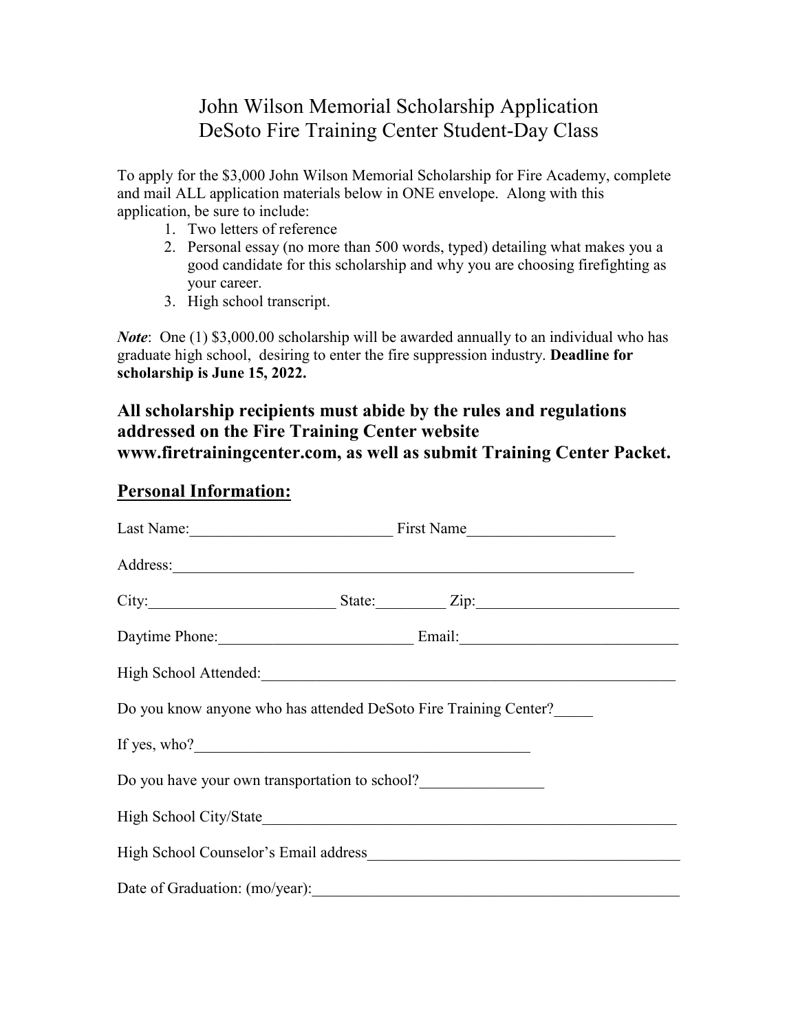# John Wilson Memorial Scholarship Application
# DeSoto Fire Training Center Student-Day Class

To apply for the $3,000 John Wilson Memorial Scholarship for Fire Academy, complete and mail ALL application materials below in ONE envelope. Along with this application, be sure to include:

1. Two letters of reference
2. Personal essay (no more than 500 words, typed) detailing what makes you a good candidate for this scholarship and why you are choosing firefighting as your career.
3. High school transcript.

***Note***: One (1) $3,000.00 scholarship will be awarded annually to an individual who has graduate high school, desiring to enter the fire suppression industry. **Deadline for scholarship is June 15, 2022.**

### All scholarship recipients must abide by the rules and regulations addressed on the Fire Training Center website www.firetrainingcenter.com, as well as submit Training Center Packet.

## Personal Information:

Last Name:__________________________ First Name___________________

Address:_____________________________________________________________

City:________________________ State:_________ Zip:__________________________

Daytime Phone:_________________________ Email:____________________________

High School Attended:______________________________________________________

Do you know anyone who has attended DeSoto Fire Training Center?_____

If yes, who?____________________________________________

Do you have your own transportation to school?________________

High School City/State______________________________________________________

High School Counselor's Email address_________________________________________

Date of Graduation: (mo/year):________________________________________________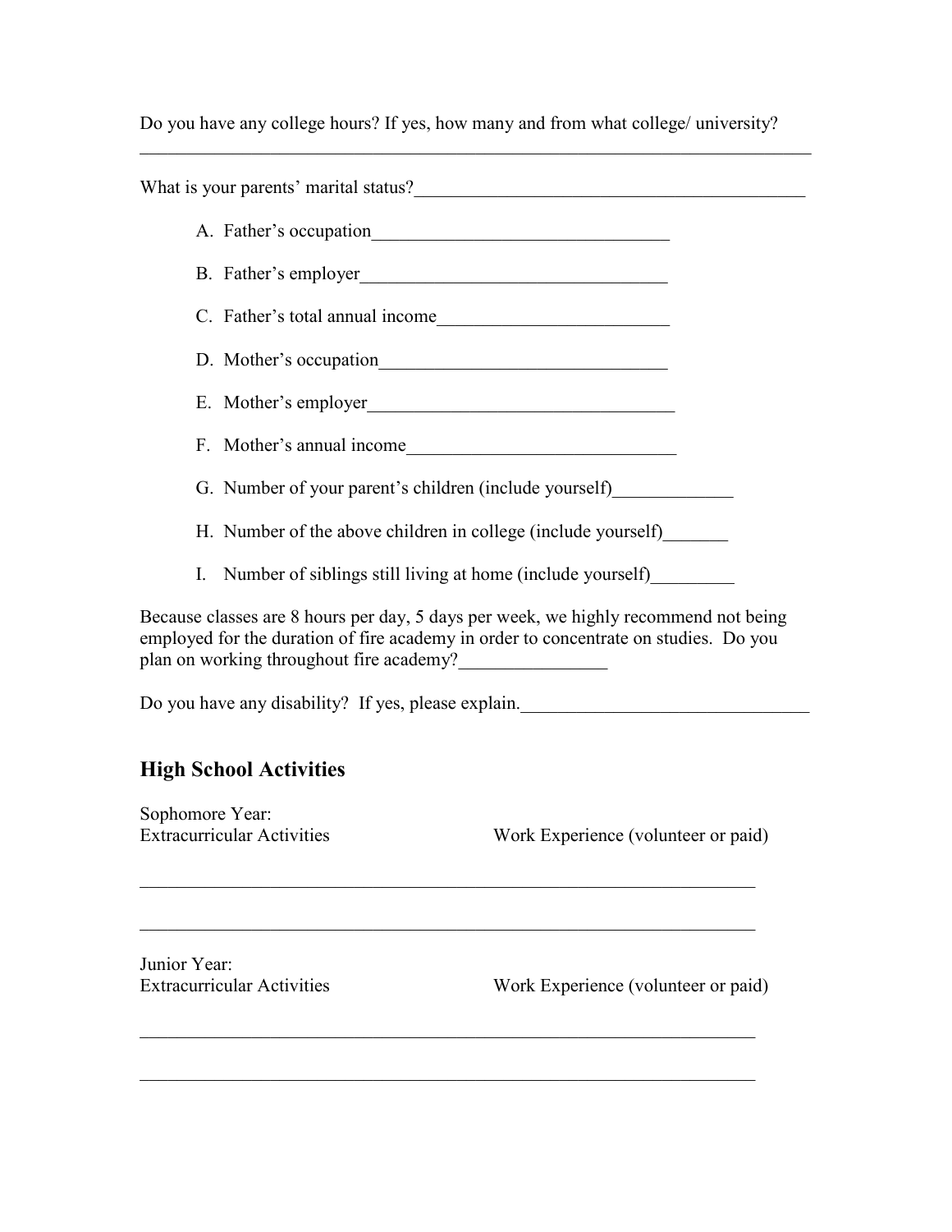Do you have any college hours? If yes, how many and from what college/ university?
_______________________________________________________________________________

What is your parents' marital status?____________________________________________

A. Father's occupation________________________________
B. Father's employer_________________________________
C. Father's total annual income_________________________
D. Mother's occupation_______________________________
E. Mother's employer_________________________________
F. Mother's annual income_____________________________
G. Number of your parent's children (include yourself)_____________
H. Number of the above children in college (include yourself)_______
I. Number of siblings still living at home (include yourself)_________

Because classes are 8 hours per day, 5 days per week, we highly recommend not being employed for the duration of fire academy in order to concentrate on studies. Do you plan on working throughout fire academy?________________

Do you have any disability? If yes, please explain._______________________________

## High School Activities

Sophomore Year:

| Extracurricular Activities | Work Experience (volunteer or paid) |
|---|---|
| | |
| | |

Junior Year:

| Extracurricular Activities | Work Experience (volunteer or paid) |
|---|---|
| | |
| | |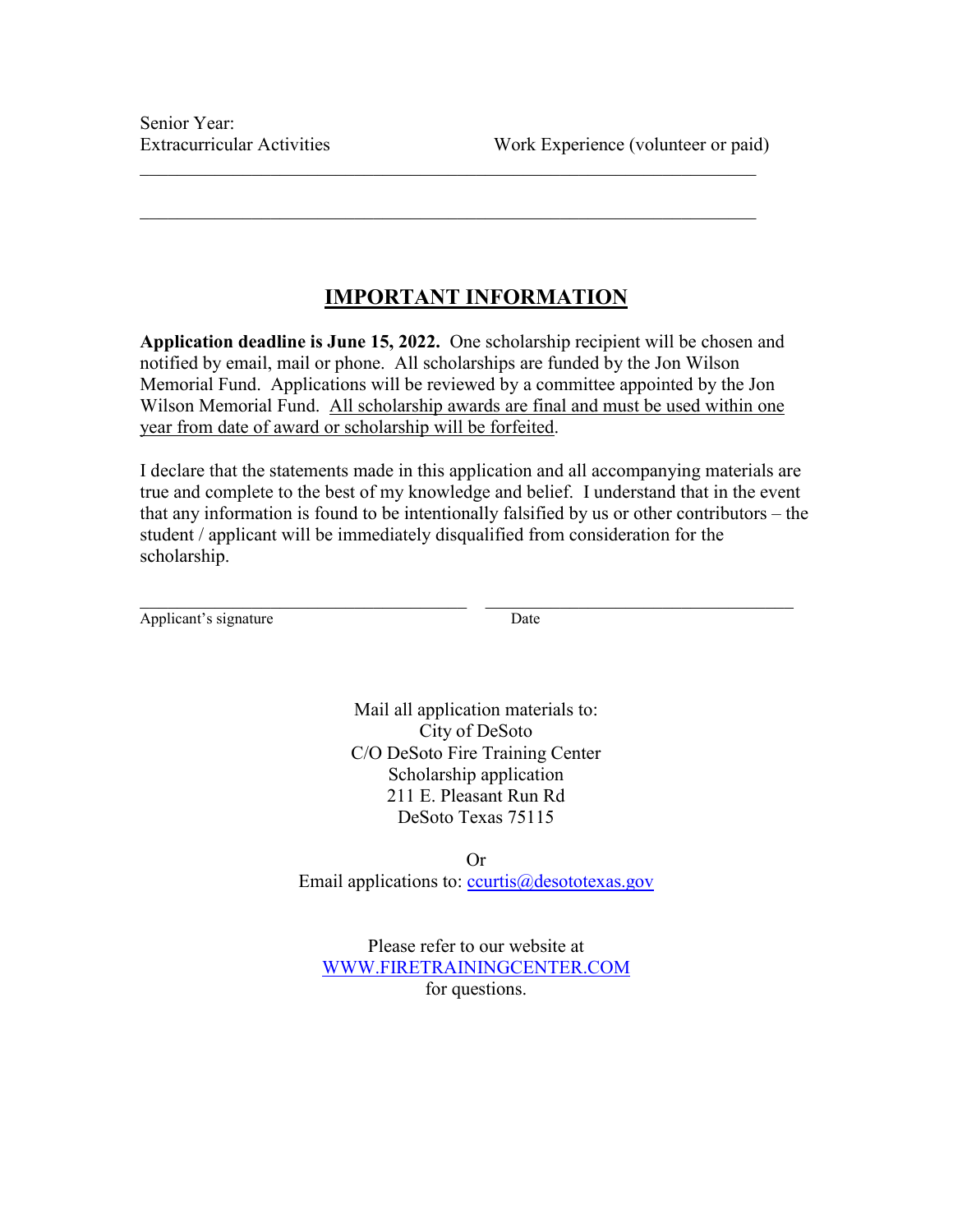Senior Year:

Extracurricular Activities

Work Experience (volunteer or paid)

\_\_\_\_\_\_\_\_\_\_\_\_\_\_\_\_\_\_\_\_\_\_\_\_\_\_\_\_\_\_\_\_\_\_\_\_\_\_\_\_\_\_\_\_\_\_\_\_\_\_\_\_\_\_\_\_\_\_\_\_\_\_\_\_

\_\_\_\_\_\_\_\_\_\_\_\_\_\_\_\_\_\_\_\_\_\_\_\_\_\_\_\_\_\_\_\_\_\_\_\_\_\_\_\_\_\_\_\_\_\_\_\_\_\_\_\_\_\_\_\_\_\_\_\_\_\_\_\_

## IMPORTANT INFORMATION

**Application deadline is June 15, 2022.** One scholarship recipient will be chosen and notified by email, mail or phone. All scholarships are funded by the Jon Wilson Memorial Fund. Applications will be reviewed by a committee appointed by the Jon Wilson Memorial Fund. <u>All scholarship awards are final and must be used within one year from date of award or scholarship will be forfeited</u>.

I declare that the statements made in this application and all accompanying materials are true and complete to the best of my knowledge and belief. I understand that in the event that any information is found to be intentionally falsified by us or other contributors – the student / applicant will be immediately disqualified from consideration for the scholarship.

\_\_\_\_\_\_\_\_\_\_\_\_\_\_\_\_\_\_\_\_\_\_\_\_\_\_\_\_\_\_\_\_\_\_\_\_ \_\_\_\_\_\_\_\_\_\_\_\_\_\_\_\_\_\_\_\_\_\_\_\_\_\_\_\_\_\_\_\_\_\_\_\_

Applicant's signature Date

Mail all application materials to:
City of DeSoto
C/O DeSoto Fire Training Center
Scholarship application
211 E. Pleasant Run Rd
DeSoto Texas 75115

Or

Email applications to: ccurtis@desototexas.gov

Please refer to our website at
WWW.FIRETRAININGCENTER.COM
for questions.